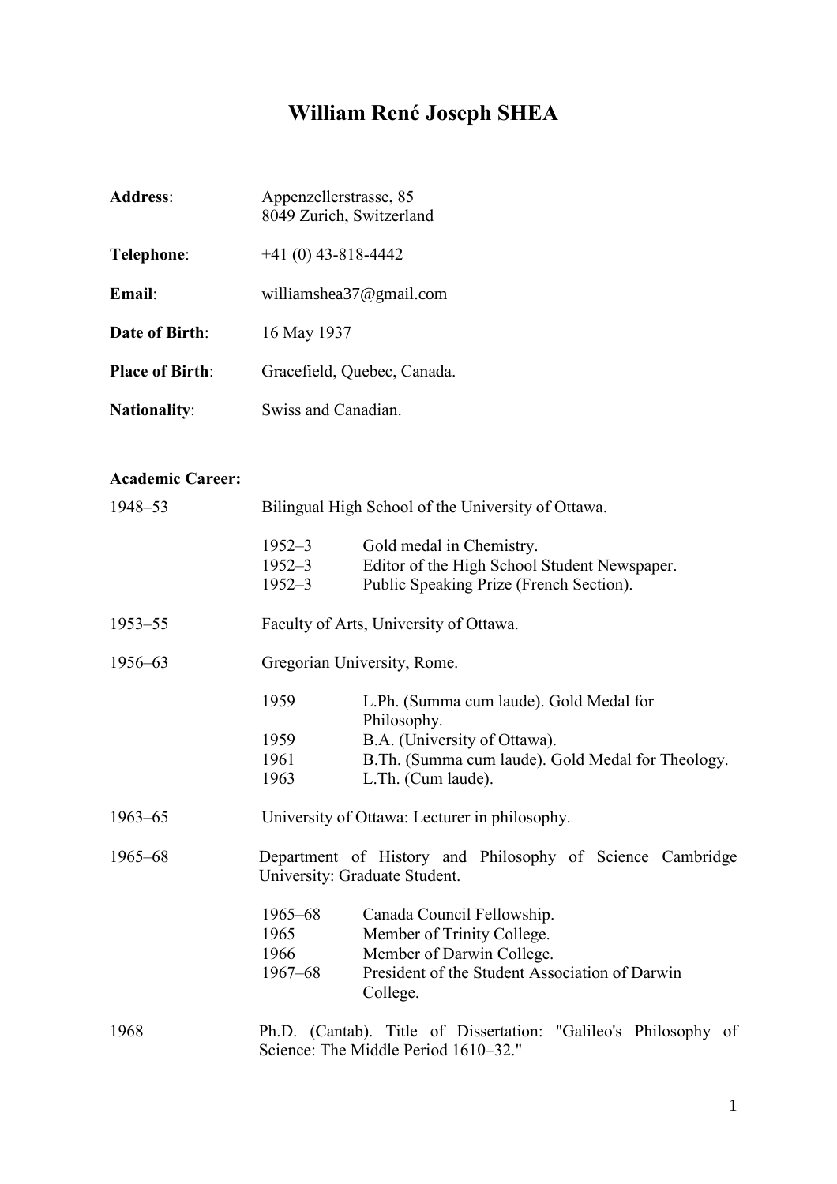# William René Joseph SHEA

**Address**: Appenzellerstrasse, 85
8049 Zurich, Switzerland

**Telephone**: +41 (0) 43-818-4442

**Email**: williamshea37@gmail.com

**Date of Birth**: 16 May 1937

**Place of Birth**: Gracefield, Quebec, Canada.

**Nationality**: Swiss and Canadian.

**Academic Career:**

1948–53 Bilingual High School of the University of Ottawa.

- 1952–3 Gold medal in Chemistry.
- 1952–3 Editor of the High School Student Newspaper.
- 1952–3 Public Speaking Prize (French Section).

1953–55 Faculty of Arts, University of Ottawa.

1956–63 Gregorian University, Rome.

- 1959 L.Ph. (Summa cum laude). Gold Medal for Philosophy.
- 1959 B.A. (University of Ottawa).
- 1961 B.Th. (Summa cum laude). Gold Medal for Theology.
- 1963 L.Th. (Cum laude).

1963–65 University of Ottawa: Lecturer in philosophy.

1965–68 Department of History and Philosophy of Science Cambridge University: Graduate Student.

- 1965–68 Canada Council Fellowship.
- 1965 Member of Trinity College.
- 1966 Member of Darwin College.
- 1967–68 President of the Student Association of Darwin College.

1968 Ph.D. (Cantab). Title of Dissertation: "Galileo's Philosophy of Science: The Middle Period 1610–32."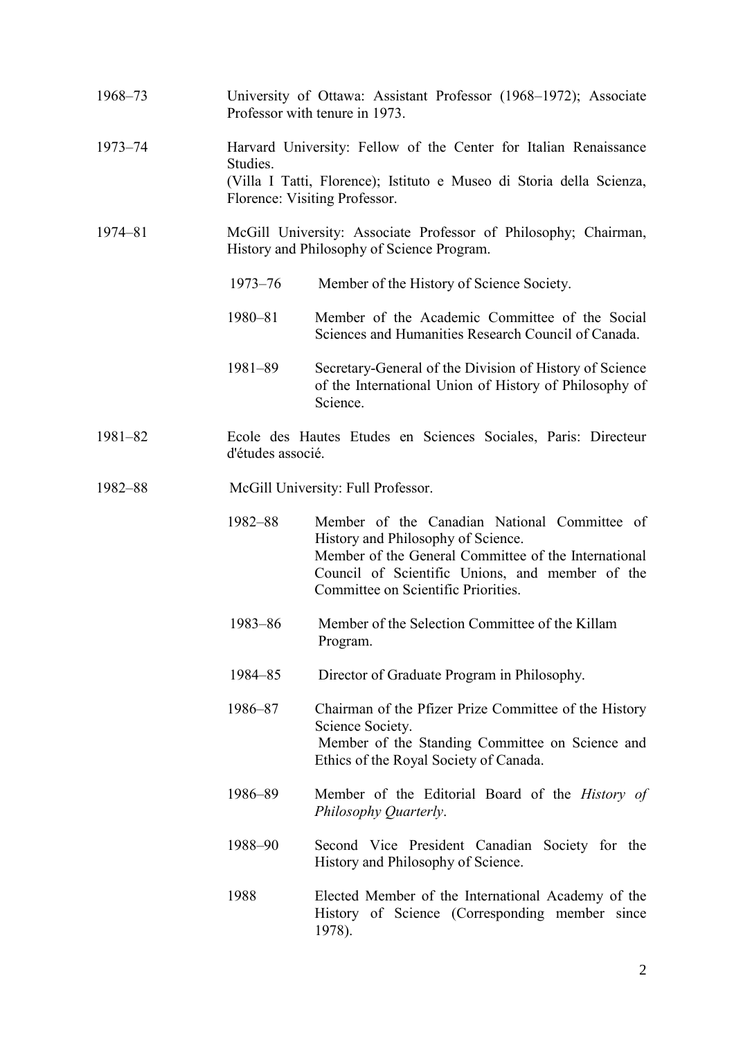1968–73 University of Ottawa: Assistant Professor (1968–1972); Associate Professor with tenure in 1973.

1973–74 Harvard University: Fellow of the Center for Italian Renaissance Studies.
(Villa I Tatti, Florence); Istituto e Museo di Storia della Scienza, Florence: Visiting Professor.

1974–81 McGill University: Associate Professor of Philosophy; Chairman, History and Philosophy of Science Program.

- 1973–76 Member of the History of Science Society.
- 1980–81 Member of the Academic Committee of the Social Sciences and Humanities Research Council of Canada.
- 1981–89 Secretary-General of the Division of History of Science of the International Union of History of Philosophy of Science.

1981–82 Ecole des Hautes Etudes en Sciences Sociales, Paris: Directeur d'études associé.

1982–88 McGill University: Full Professor.

- 1982–88 Member of the Canadian National Committee of History and Philosophy of Science.
  Member of the General Committee of the International Council of Scientific Unions, and member of the Committee on Scientific Priorities.
- 1983–86 Member of the Selection Committee of the Killam Program.
- 1984–85 Director of Graduate Program in Philosophy.
- 1986–87 Chairman of the Pfizer Prize Committee of the History Science Society.
  Member of the Standing Committee on Science and Ethics of the Royal Society of Canada.
- 1986–89 Member of the Editorial Board of the *History of Philosophy Quarterly*.
- 1988–90 Second Vice President Canadian Society for the History and Philosophy of Science.
- 1988 Elected Member of the International Academy of the History of Science (Corresponding member since 1978).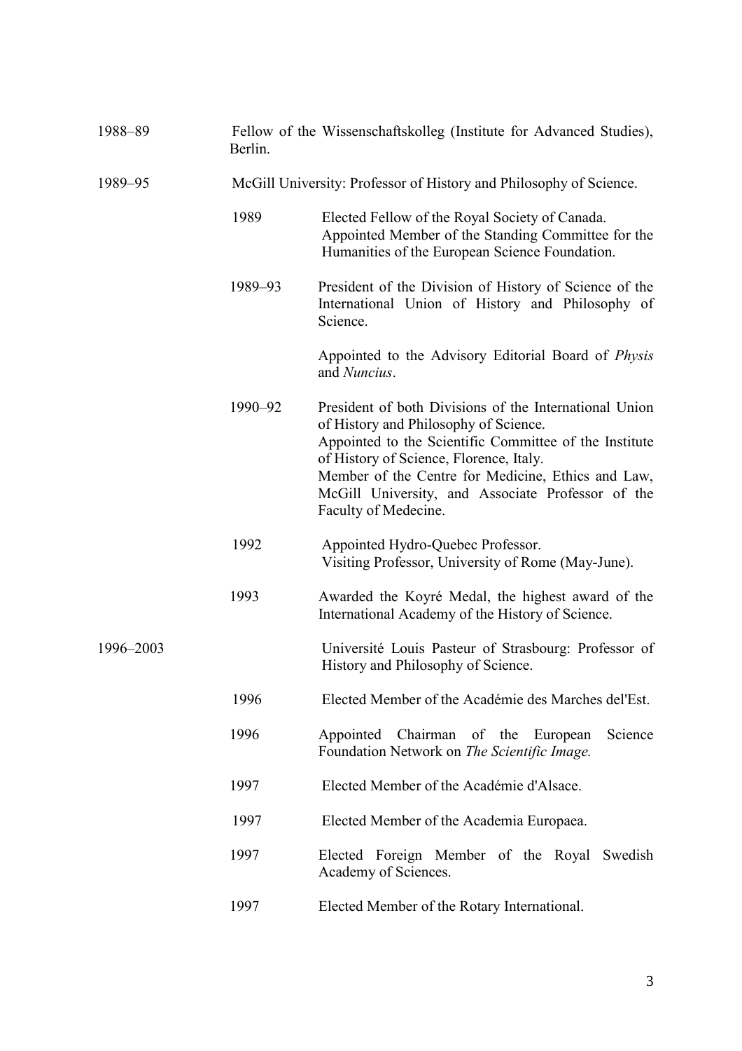1988–89 Fellow of the Wissenschaftskolleg (Institute for Advanced Studies), Berlin.

1989–95 McGill University: Professor of History and Philosophy of Science.

- 1989 Elected Fellow of the Royal Society of Canada. Appointed Member of the Standing Committee for the Humanities of the European Science Foundation.
- 1989–93 President of the Division of History of Science of the International Union of History and Philosophy of Science.

  Appointed to the Advisory Editorial Board of *Physis* and *Nuncius*.
- 1990–92 President of both Divisions of the International Union of History and Philosophy of Science. Appointed to the Scientific Committee of the Institute of History of Science, Florence, Italy. Member of the Centre for Medicine, Ethics and Law, McGill University, and Associate Professor of the Faculty of Medecine.
- 1992 Appointed Hydro-Quebec Professor. Visiting Professor, University of Rome (May-June).
- 1993 Awarded the Koyré Medal, the highest award of the International Academy of the History of Science.

1996–2003 Université Louis Pasteur of Strasbourg: Professor of History and Philosophy of Science.

- 1996 Elected Member of the Académie des Marches del'Est.
- 1996 Appointed Chairman of the European Science Foundation Network on *The Scientific Image.*
- 1997 Elected Member of the Académie d'Alsace.
- 1997 Elected Member of the Academia Europaea.
- 1997 Elected Foreign Member of the Royal Swedish Academy of Sciences.
- 1997 Elected Member of the Rotary International.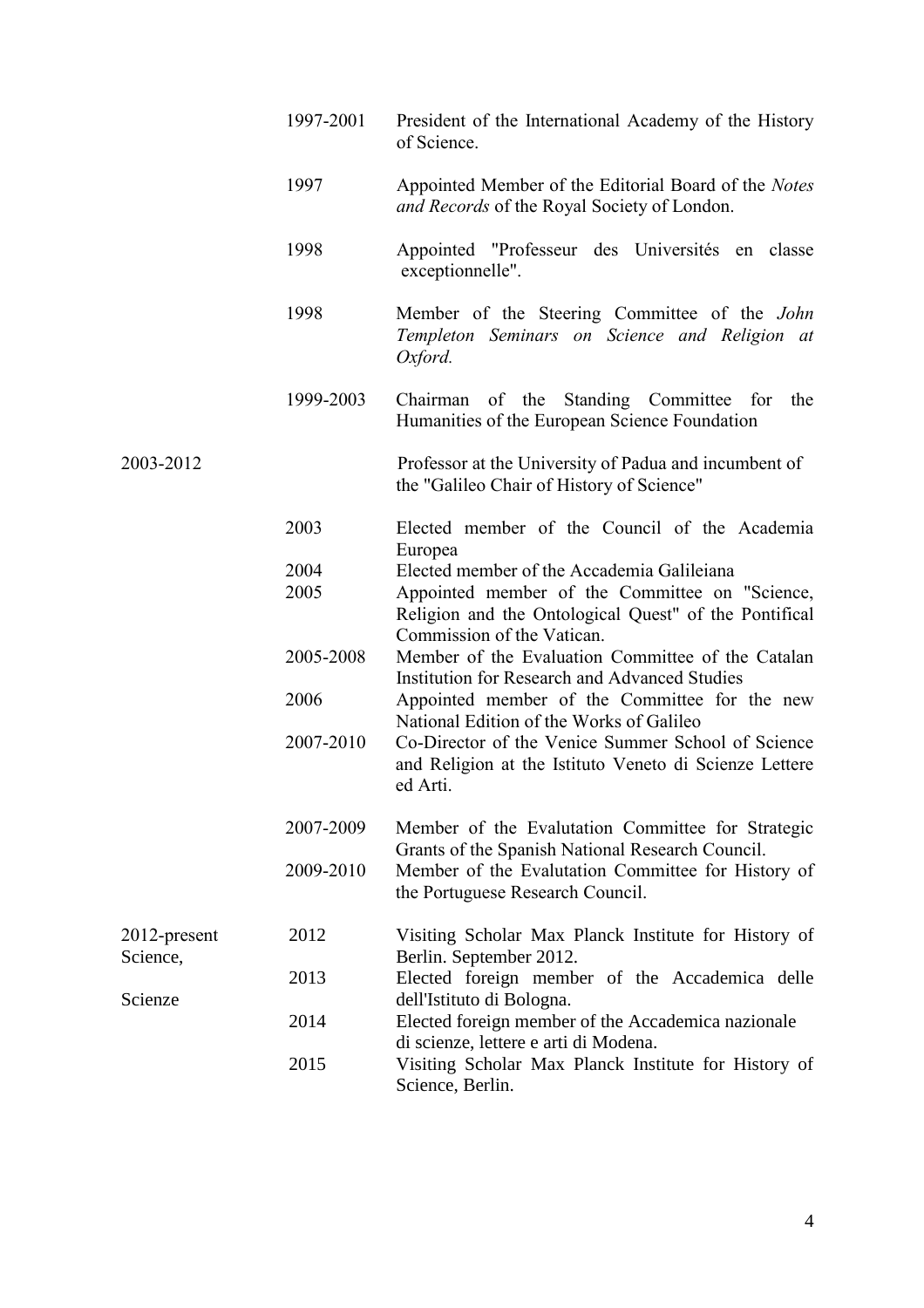| | | |
|---|---|---|
| | 1997-2001 | President of the International Academy of the History of Science. |
| | 1997 | Appointed Member of the Editorial Board of the *Notes and Records* of the Royal Society of London. |
| | 1998 | Appointed "Professeur des Universités en classe exceptionnelle". |
| | 1998 | Member of the Steering Committee of the *John Templeton Seminars on Science and Religion at Oxford.* |
| | 1999-2003 | Chairman of the Standing Committee for the Humanities of the European Science Foundation |
| 2003-2012 | | Professor at the University of Padua and incumbent of the "Galileo Chair of History of Science" |
| | 2003 | Elected member of the Council of the Academia Europea |
| | 2004 | Elected member of the Accademia Galileiana |
| | 2005 | Appointed member of the Committee on "Science, Religion and the Ontological Quest" of the Pontifical Commission of the Vatican. |
| | 2005-2008 | Member of the Evaluation Committee of the Catalan Institution for Research and Advanced Studies |
| | 2006 | Appointed member of the Committee for the new National Edition of the Works of Galileo |
| | 2007-2010 | Co-Director of the Venice Summer School of Science and Religion at the Istituto Veneto di Scienze Lettere ed Arti. |
| | 2007-2009 | Member of the Evalutation Committee for Strategic Grants of the Spanish National Research Council. |
| | 2009-2010 | Member of the Evalutation Committee for History of the Portuguese Research Council. |
| 2012-present | 2012 | Visiting Scholar Max Planck Institute for History of Science, Berlin. September 2012. |
| | 2013 | Elected foreign member of the Accademica delle Scienze dell'Istituto di Bologna. |
| | 2014 | Elected foreign member of the Accademica nazionale di scienze, lettere e arti di Modena. |
| | 2015 | Visiting Scholar Max Planck Institute for History of Science, Berlin. |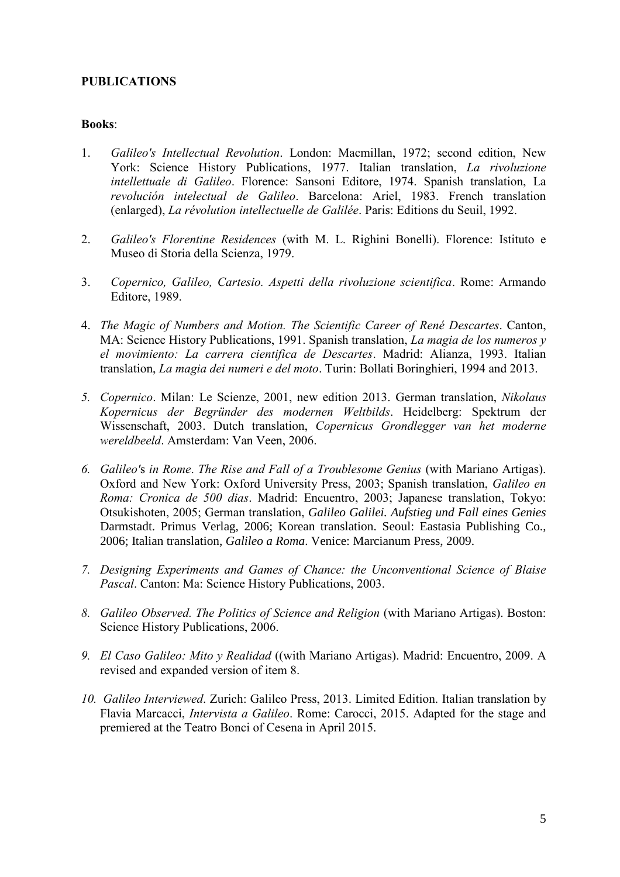**PUBLICATIONS**

**Books**:

1. *Galileo's Intellectual Revolution*. London: Macmillan, 1972; second edition, New York: Science History Publications, 1977. Italian translation, *La rivoluzione intellettuale di Galileo*. Florence: Sansoni Editore, 1974. Spanish translation, La *revolución intelectual de Galileo*. Barcelona: Ariel, 1983. French translation (enlarged), *La révolution intellectuelle de Galilée*. Paris: Editions du Seuil, 1992.

2. *Galileo's Florentine Residences* (with M. L. Righini Bonelli). Florence: Istituto e Museo di Storia della Scienza, 1979.

3. *Copernico, Galileo, Cartesio. Aspetti della rivoluzione scientifica*. Rome: Armando Editore, 1989.

4. *The Magic of Numbers and Motion. The Scientific Career of René Descartes*. Canton, MA: Science History Publications, 1991. Spanish translation, *La magia de los numeros y el movimiento: La carrera cientifica de Descartes*. Madrid: Alianza, 1993. Italian translation, *La magia dei numeri e del moto*. Turin: Bollati Boringhieri, 1994 and 2013.

5. *Copernico*. Milan: Le Scienze, 2001, new edition 2013. German translation, *Nikolaus Kopernicus der Begründer des modernen Weltbilds*. Heidelberg: Spektrum der Wissenschaft, 2003. Dutch translation, *Copernicus Grondlegger van het moderne wereldbeeld*. Amsterdam: Van Veen, 2006.

6. *Galileo's in Rome*. *The Rise and Fall of a Troublesome Genius* (with Mariano Artigas). Oxford and New York: Oxford University Press, 2003; Spanish translation, *Galileo en Roma: Cronica de 500 dias*. Madrid: Encuentro, 2003; Japanese translation, Tokyo: Otsukishoten, 2005; German translation, *Galileo Galilei. Aufstieg und Fall eines Genies* Darmstadt. Primus Verlag, 2006; Korean translation. Seoul: Eastasia Publishing Co., 2006; Italian translation, *Galileo a Roma*. Venice: Marcianum Press, 2009.

7. *Designing Experiments and Games of Chance: the Unconventional Science of Blaise Pascal*. Canton: Ma: Science History Publications, 2003.

8. *Galileo Observed. The Politics of Science and Religion* (with Mariano Artigas). Boston: Science History Publications, 2006.

9. *El Caso Galileo: Mito y Realidad* ((with Mariano Artigas). Madrid: Encuentro, 2009. A revised and expanded version of item 8.

10. *Galileo Interviewed*. Zurich: Galileo Press, 2013. Limited Edition. Italian translation by Flavia Marcacci, *Intervista a Galileo*. Rome: Carocci, 2015. Adapted for the stage and premiered at the Teatro Bonci of Cesena in April 2015.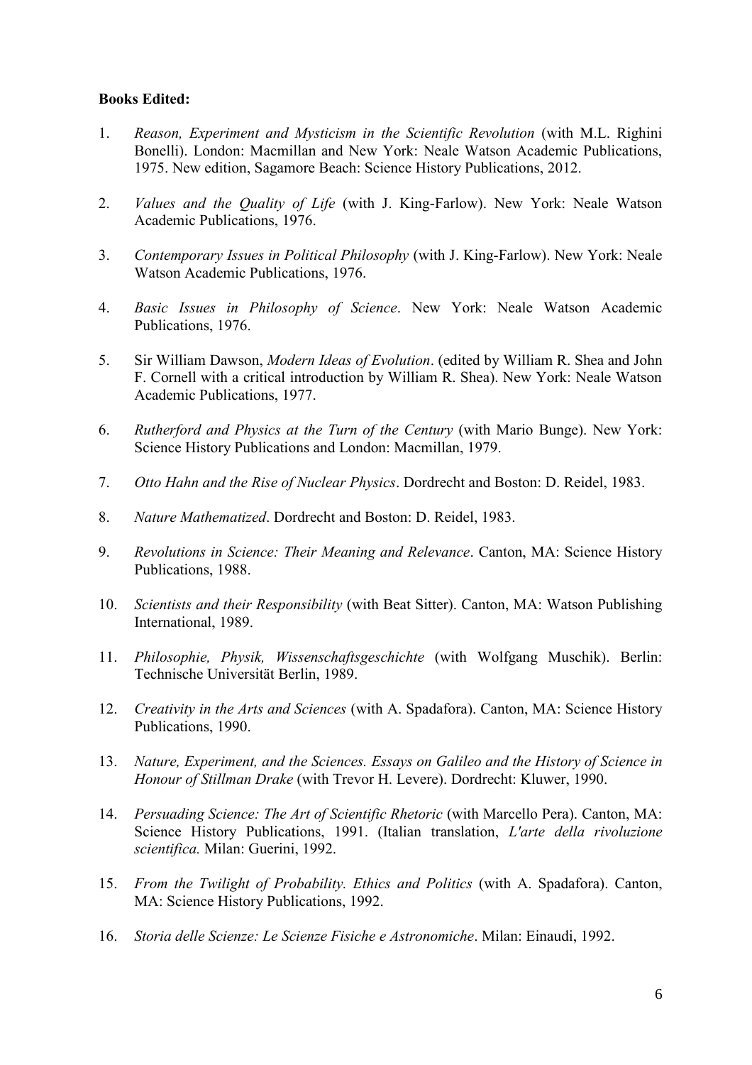**Books Edited:**

1. *Reason, Experiment and Mysticism in the Scientific Revolution* (with M.L. Righini Bonelli). London: Macmillan and New York: Neale Watson Academic Publications, 1975. New edition, Sagamore Beach: Science History Publications, 2012.

2. *Values and the Quality of Life* (with J. King-Farlow). New York: Neale Watson Academic Publications, 1976.

3. *Contemporary Issues in Political Philosophy* (with J. King-Farlow). New York: Neale Watson Academic Publications, 1976.

4. *Basic Issues in Philosophy of Science*. New York: Neale Watson Academic Publications, 1976.

5. Sir William Dawson, *Modern Ideas of Evolution*. (edited by William R. Shea and John F. Cornell with a critical introduction by William R. Shea). New York: Neale Watson Academic Publications, 1977.

6. *Rutherford and Physics at the Turn of the Century* (with Mario Bunge). New York: Science History Publications and London: Macmillan, 1979.

7. *Otto Hahn and the Rise of Nuclear Physics*. Dordrecht and Boston: D. Reidel, 1983.

8. *Nature Mathematized*. Dordrecht and Boston: D. Reidel, 1983.

9. *Revolutions in Science: Their Meaning and Relevance*. Canton, MA: Science History Publications, 1988.

10. *Scientists and their Responsibility* (with Beat Sitter). Canton, MA: Watson Publishing International, 1989.

11. *Philosophie, Physik, Wissenschaftsgeschichte* (with Wolfgang Muschik). Berlin: Technische Universität Berlin, 1989.

12. *Creativity in the Arts and Sciences* (with A. Spadafora). Canton, MA: Science History Publications, 1990.

13. *Nature, Experiment, and the Sciences. Essays on Galileo and the History of Science in Honour of Stillman Drake* (with Trevor H. Levere). Dordrecht: Kluwer, 1990.

14. *Persuading Science: The Art of Scientific Rhetoric* (with Marcello Pera). Canton, MA: Science History Publications, 1991. (Italian translation, *L'arte della rivoluzione scientifica.* Milan: Guerini, 1992.

15. *From the Twilight of Probability. Ethics and Politics* (with A. Spadafora). Canton, MA: Science History Publications, 1992.

16. *Storia delle Scienze: Le Scienze Fisiche e Astronomiche*. Milan: Einaudi, 1992.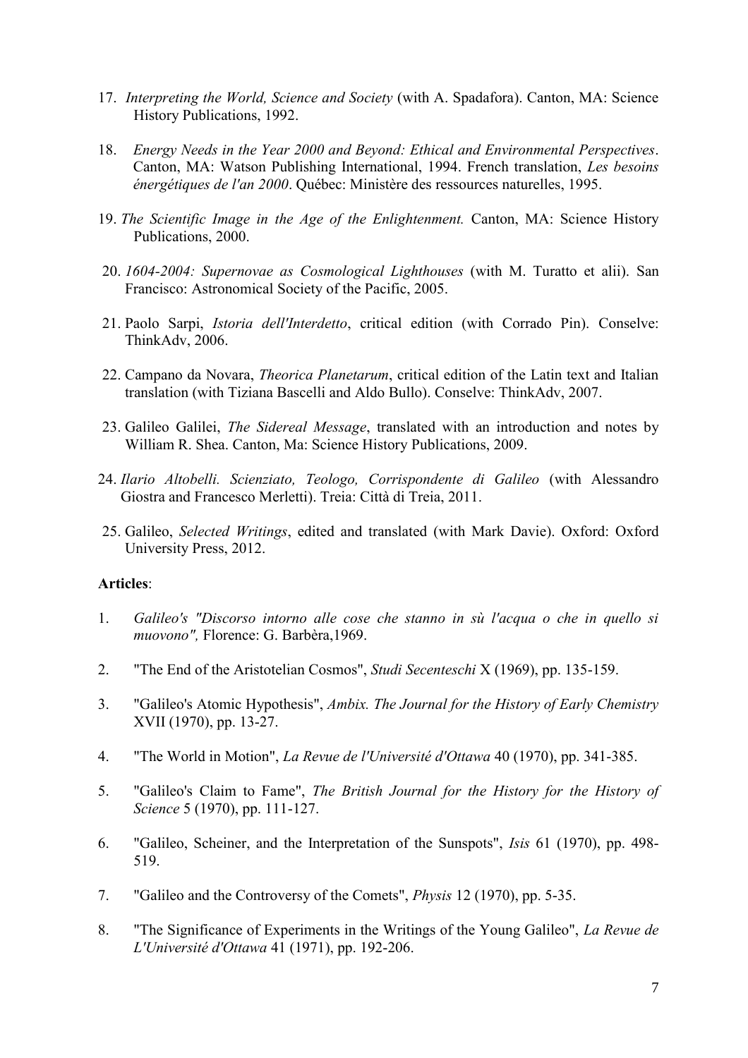17. *Interpreting the World, Science and Society* (with A. Spadafora). Canton, MA: Science History Publications, 1992.

18. *Energy Needs in the Year 2000 and Beyond: Ethical and Environmental Perspectives*. Canton, MA: Watson Publishing International, 1994. French translation, *Les besoins énergétiques de l'an 2000*. Québec: Ministère des ressources naturelles, 1995.

19. *The Scientific Image in the Age of the Enlightenment.* Canton, MA: Science History Publications, 2000.

20. *1604-2004: Supernovae as Cosmological Lighthouses* (with M. Turatto et alii). San Francisco: Astronomical Society of the Pacific, 2005.

21. Paolo Sarpi, *Istoria dell'Interdetto*, critical edition (with Corrado Pin). Conselve: ThinkAdv, 2006.

22. Campano da Novara, *Theorica Planetarum*, critical edition of the Latin text and Italian translation (with Tiziana Bascelli and Aldo Bullo). Conselve: ThinkAdv, 2007.

23. Galileo Galilei, *The Sidereal Message*, translated with an introduction and notes by William R. Shea. Canton, Ma: Science History Publications, 2009.

24. *Ilario Altobelli. Scienziato, Teologo, Corrispondente di Galileo* (with Alessandro Giostra and Francesco Merletti). Treia: Città di Treia, 2011.

25. Galileo, *Selected Writings*, edited and translated (with Mark Davie). Oxford: Oxford University Press, 2012.

**Articles**:

1. *Galileo's "Discorso intorno alle cose che stanno in sù l'acqua o che in quello si muovono",* Florence: G. Barbèra,1969.

2. "The End of the Aristotelian Cosmos", *Studi Secenteschi* X (1969), pp. 135-159.

3. "Galileo's Atomic Hypothesis", *Ambix. The Journal for the History of Early Chemistry* XVII (1970), pp. 13-27.

4. "The World in Motion", *La Revue de l'Université d'Ottawa* 40 (1970), pp. 341-385.

5. "Galileo's Claim to Fame", *The British Journal for the History for the History of Science* 5 (1970), pp. 111-127.

6. "Galileo, Scheiner, and the Interpretation of the Sunspots", *Isis* 61 (1970), pp. 498-519.

7. "Galileo and the Controversy of the Comets", *Physis* 12 (1970), pp. 5-35.

8. "The Significance of Experiments in the Writings of the Young Galileo", *La Revue de L'Université d'Ottawa* 41 (1971), pp. 192-206.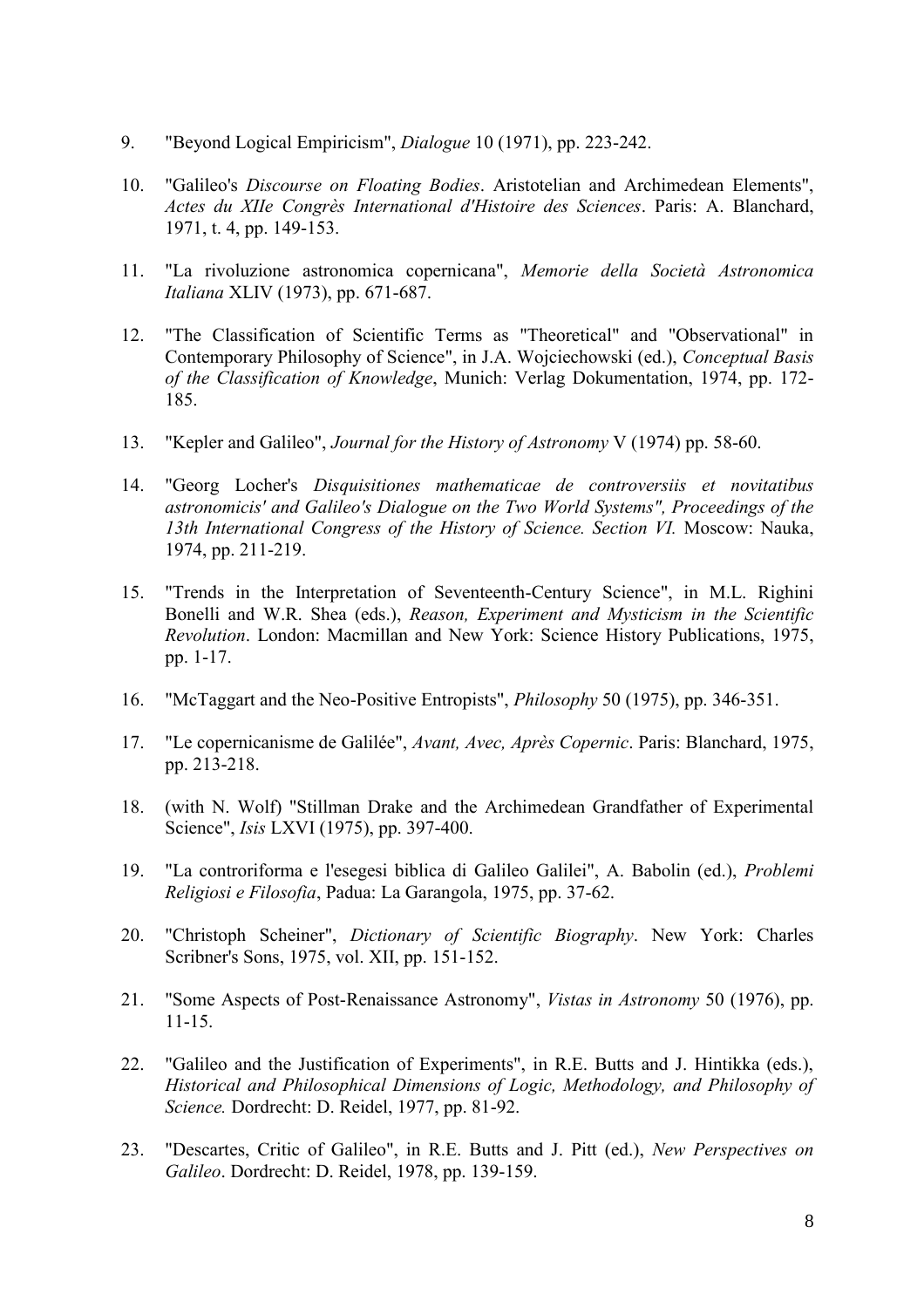9. "Beyond Logical Empiricism", *Dialogue* 10 (1971), pp. 223-242.

10. "Galileo's *Discourse on Floating Bodies*. Aristotelian and Archimedean Elements", *Actes du XIIe Congrès International d'Histoire des Sciences*. Paris: A. Blanchard, 1971, t. 4, pp. 149-153.

11. "La rivoluzione astronomica copernicana", *Memorie della Società Astronomica Italiana* XLIV (1973), pp. 671-687.

12. "The Classification of Scientific Terms as "Theoretical" and "Observational" in Contemporary Philosophy of Science", in J.A. Wojciechowski (ed.), *Conceptual Basis of the Classification of Knowledge*, Munich: Verlag Dokumentation, 1974, pp. 172-185.

13. "Kepler and Galileo", *Journal for the History of Astronomy* V (1974) pp. 58-60.

14. "Georg Locher's *Disquisitiones mathematicae de controversiis et novitatibus astronomicis' and Galileo's Dialogue on the Two World Systems", Proceedings of the 13th International Congress of the History of Science. Section VI.* Moscow: Nauka, 1974, pp. 211-219.

15. "Trends in the Interpretation of Seventeenth-Century Science", in M.L. Righini Bonelli and W.R. Shea (eds.), *Reason, Experiment and Mysticism in the Scientific Revolution*. London: Macmillan and New York: Science History Publications, 1975, pp. 1-17.

16. "McTaggart and the Neo-Positive Entropists", *Philosophy* 50 (1975), pp. 346-351.

17. "Le copernicanisme de Galilée", *Avant, Avec, Après Copernic*. Paris: Blanchard, 1975, pp. 213-218.

18. (with N. Wolf) "Stillman Drake and the Archimedean Grandfather of Experimental Science", *Isis* LXVI (1975), pp. 397-400.

19. "La controriforma e l'esegesi biblica di Galileo Galilei", A. Babolin (ed.), *Problemi Religiosi e Filosofia*, Padua: La Garangola, 1975, pp. 37-62.

20. "Christoph Scheiner", *Dictionary of Scientific Biography*. New York: Charles Scribner's Sons, 1975, vol. XII, pp. 151-152.

21. "Some Aspects of Post-Renaissance Astronomy", *Vistas in Astronomy* 50 (1976), pp. 11-15.

22. "Galileo and the Justification of Experiments", in R.E. Butts and J. Hintikka (eds.), *Historical and Philosophical Dimensions of Logic, Methodology, and Philosophy of Science.* Dordrecht: D. Reidel, 1977, pp. 81-92.

23. "Descartes, Critic of Galileo", in R.E. Butts and J. Pitt (ed.), *New Perspectives on Galileo*. Dordrecht: D. Reidel, 1978, pp. 139-159.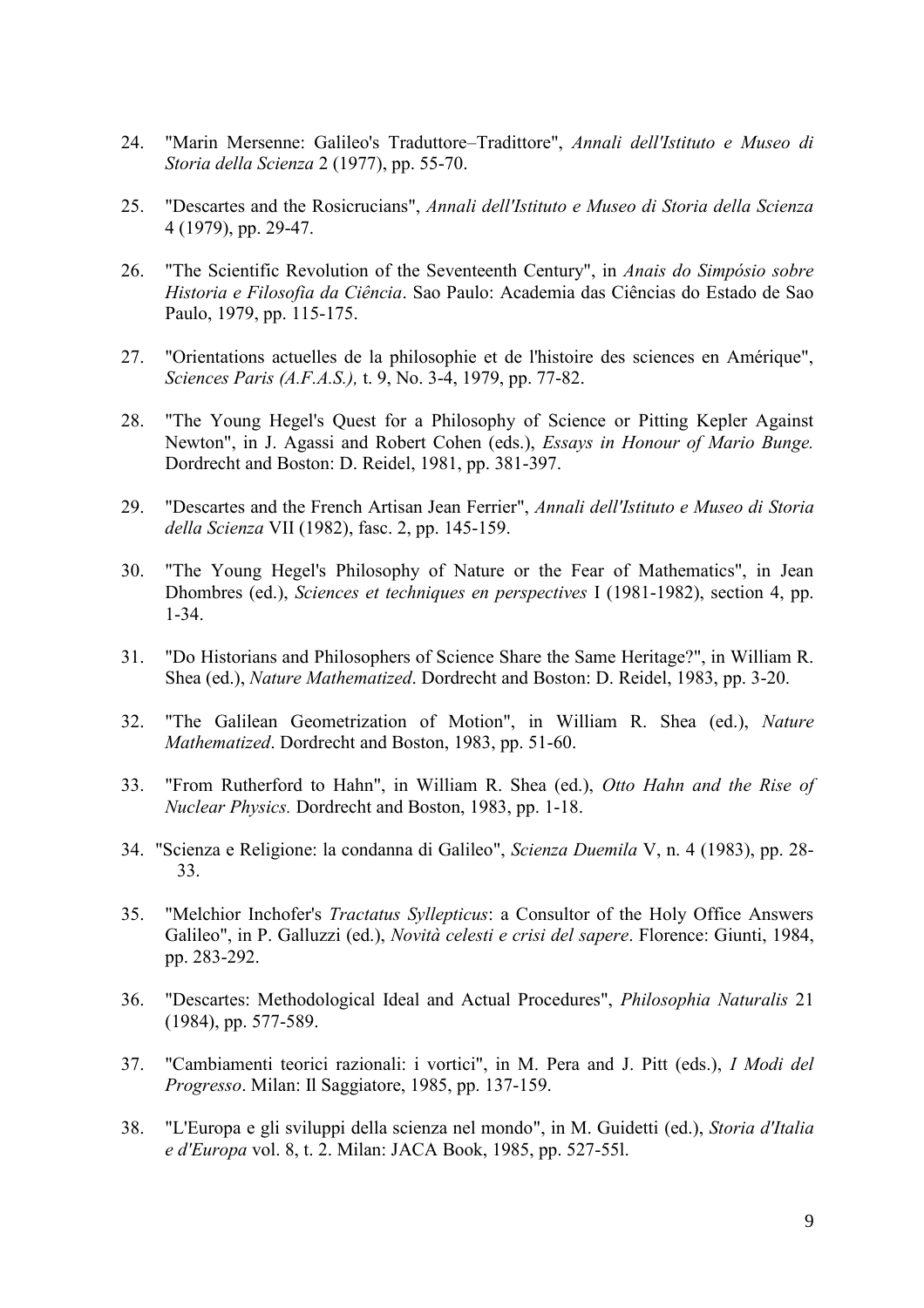24. "Marin Mersenne: Galileo's Traduttore–Traditore", *Annali dell'Istituto e Museo di Storia della Scienza* 2 (1977), pp. 55-70.

25. "Descartes and the Rosicrucians", *Annali dell'Istituto e Museo di Storia della Scienza* 4 (1979), pp. 29-47.

26. "The Scientific Revolution of the Seventeenth Century", in *Anais do Simpósio sobre Historia e Filosofia da Ciência*. Sao Paulo: Academia das Ciências do Estado de Sao Paulo, 1979, pp. 115-175.

27. "Orientations actuelles de la philosophie et de l'histoire des sciences en Amérique", *Sciences Paris (A.F.A.S.),* t. 9, No. 3-4, 1979, pp. 77-82.

28. "The Young Hegel's Quest for a Philosophy of Science or Pitting Kepler Against Newton", in J. Agassi and Robert Cohen (eds.), *Essays in Honour of Mario Bunge.* Dordrecht and Boston: D. Reidel, 1981, pp. 381-397.

29. "Descartes and the French Artisan Jean Ferrier", *Annali dell'Istituto e Museo di Storia della Scienza* VII (1982), fasc. 2, pp. 145-159.

30. "The Young Hegel's Philosophy of Nature or the Fear of Mathematics", in Jean Dhombres (ed.), *Sciences et techniques en perspectives* I (1981-1982), section 4, pp. 1-34.

31. "Do Historians and Philosophers of Science Share the Same Heritage?", in William R. Shea (ed.), *Nature Mathematized*. Dordrecht and Boston: D. Reidel, 1983, pp. 3-20.

32. "The Galilean Geometrization of Motion", in William R. Shea (ed.), *Nature Mathematized*. Dordrecht and Boston, 1983, pp. 51-60.

33. "From Rutherford to Hahn", in William R. Shea (ed.), *Otto Hahn and the Rise of Nuclear Physics.* Dordrecht and Boston, 1983, pp. 1-18.

34. "Scienza e Religione: la condanna di Galileo", *Scienza Duemila* V, n. 4 (1983), pp. 28-33.

35. "Melchior Inchofer's *Tractatus Syllepticus*: a Consultor of the Holy Office Answers Galileo", in P. Galluzzi (ed.), *Novità celesti e crisi del sapere*. Florence: Giunti, 1984, pp. 283-292.

36. "Descartes: Methodological Ideal and Actual Procedures", *Philosophia Naturalis* 21 (1984), pp. 577-589.

37. "Cambiamenti teorici razionali: i vortici", in M. Pera and J. Pitt (eds.), *I Modi del Progresso*. Milan: Il Saggiatore, 1985, pp. 137-159.

38. "L'Europa e gli sviluppi della scienza nel mondo", in M. Guidetti (ed.), *Storia d'Italia e d'Europa* vol. 8, t. 2. Milan: JACA Book, 1985, pp. 527-55l.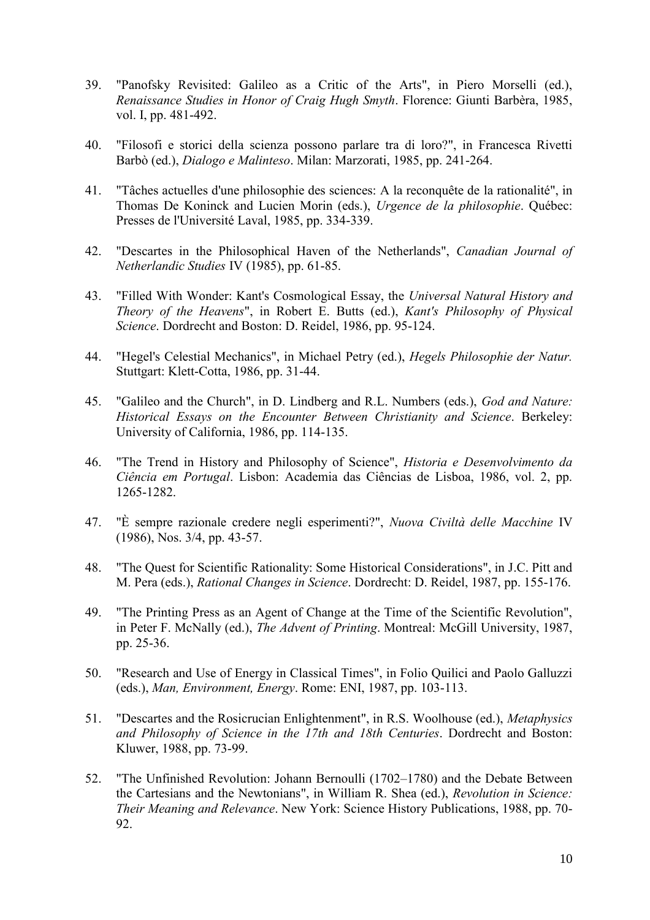39. "Panofsky Revisited: Galileo as a Critic of the Arts", in Piero Morselli (ed.), *Renaissance Studies in Honor of Craig Hugh Smyth*. Florence: Giunti Barbèra, 1985, vol. I, pp. 481-492.

40. "Filosofi e storici della scienza possono parlare tra di loro?", in Francesca Rivetti Barbò (ed.), *Dialogo e Malinteso*. Milan: Marzorati, 1985, pp. 241-264.

41. "Tâches actuelles d'une philosophie des sciences: A la reconquête de la rationalité", in Thomas De Koninck and Lucien Morin (eds.), *Urgence de la philosophie*. Québec: Presses de l'Université Laval, 1985, pp. 334-339.

42. "Descartes in the Philosophical Haven of the Netherlands", *Canadian Journal of Netherlandic Studies* IV (1985), pp. 61-85.

43. "Filled With Wonder: Kant's Cosmological Essay, the *Universal Natural History and Theory of the Heavens*", in Robert E. Butts (ed.), *Kant's Philosophy of Physical Science*. Dordrecht and Boston: D. Reidel, 1986, pp. 95-124.

44. "Hegel's Celestial Mechanics", in Michael Petry (ed.), *Hegels Philosophie der Natur.* Stuttgart: Klett-Cotta, 1986, pp. 31-44.

45. "Galileo and the Church", in D. Lindberg and R.L. Numbers (eds.), *God and Nature: Historical Essays on the Encounter Between Christianity and Science*. Berkeley: University of California, 1986, pp. 114-135.

46. "The Trend in History and Philosophy of Science", *Historia e Desenvolvimento da Ciência em Portugal*. Lisbon: Academia das Ciências de Lisboa, 1986, vol. 2, pp. 1265-1282.

47. "È sempre razionale credere negli esperimenti?", *Nuova Civiltà delle Macchine* IV (1986), Nos. 3/4, pp. 43-57.

48. "The Quest for Scientific Rationality: Some Historical Considerations", in J.C. Pitt and M. Pera (eds.), *Rational Changes in Science*. Dordrecht: D. Reidel, 1987, pp. 155-176.

49. "The Printing Press as an Agent of Change at the Time of the Scientific Revolution", in Peter F. McNally (ed.), *The Advent of Printing*. Montreal: McGill University, 1987, pp. 25-36.

50. "Research and Use of Energy in Classical Times", in Folio Quilici and Paolo Galluzzi (eds.), *Man, Environment, Energy*. Rome: ENI, 1987, pp. 103-113.

51. "Descartes and the Rosicrucian Enlightenment", in R.S. Woolhouse (ed.), *Metaphysics and Philosophy of Science in the 17th and 18th Centuries*. Dordrecht and Boston: Kluwer, 1988, pp. 73-99.

52. "The Unfinished Revolution: Johann Bernoulli (1702–1780) and the Debate Between the Cartesians and the Newtonians", in William R. Shea (ed.), *Revolution in Science: Their Meaning and Relevance*. New York: Science History Publications, 1988, pp. 70-92.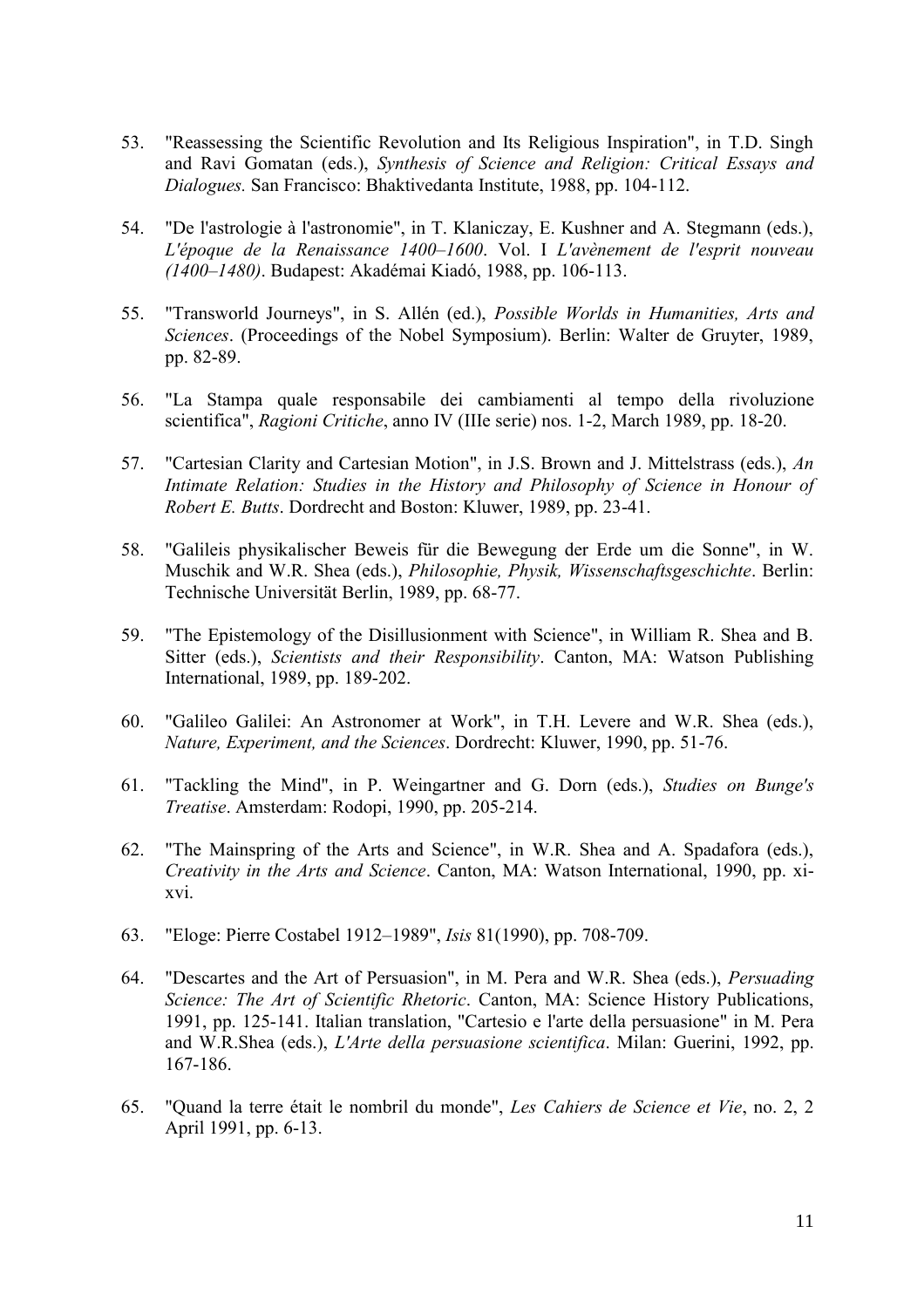53. "Reassessing the Scientific Revolution and Its Religious Inspiration", in T.D. Singh and Ravi Gomatan (eds.), *Synthesis of Science and Religion: Critical Essays and Dialogues.* San Francisco: Bhaktivedanta Institute, 1988, pp. 104-112.

54. "De l'astrologie à l'astronomie", in T. Klaniczay, E. Kushner and A. Stegmann (eds.), *L'époque de la Renaissance 1400–1600*. Vol. I *L'avènement de l'esprit nouveau (1400–1480)*. Budapest: Akadémai Kiadó, 1988, pp. 106-113.

55. "Transworld Journeys", in S. Allén (ed.), *Possible Worlds in Humanities, Arts and Sciences*. (Proceedings of the Nobel Symposium). Berlin: Walter de Gruyter, 1989, pp. 82-89.

56. "La Stampa quale responsabile dei cambiamenti al tempo della rivoluzione scientifica", *Ragioni Critiche*, anno IV (IIIe serie) nos. 1-2, March 1989, pp. 18-20.

57. "Cartesian Clarity and Cartesian Motion", in J.S. Brown and J. Mittelstrass (eds.), *An Intimate Relation: Studies in the History and Philosophy of Science in Honour of Robert E. Butts*. Dordrecht and Boston: Kluwer, 1989, pp. 23-41.

58. "Galileis physikalischer Beweis für die Bewegung der Erde um die Sonne", in W. Muschik and W.R. Shea (eds.), *Philosophie, Physik, Wissenschaftsgeschichte*. Berlin: Technische Universität Berlin, 1989, pp. 68-77.

59. "The Epistemology of the Disillusionment with Science", in William R. Shea and B. Sitter (eds.), *Scientists and their Responsibility*. Canton, MA: Watson Publishing International, 1989, pp. 189-202.

60. "Galileo Galilei: An Astronomer at Work", in T.H. Levere and W.R. Shea (eds.), *Nature, Experiment, and the Sciences*. Dordrecht: Kluwer, 1990, pp. 51-76.

61. "Tackling the Mind", in P. Weingartner and G. Dorn (eds.), *Studies on Bunge's Treatise*. Amsterdam: Rodopi, 1990, pp. 205-214.

62. "The Mainspring of the Arts and Science", in W.R. Shea and A. Spadafora (eds.), *Creativity in the Arts and Science*. Canton, MA: Watson International, 1990, pp. xi-xvi.

63. "Eloge: Pierre Costabel 1912–1989", *Isis* 81(1990), pp. 708-709.

64. "Descartes and the Art of Persuasion", in M. Pera and W.R. Shea (eds.), *Persuading Science: The Art of Scientific Rhetoric*. Canton, MA: Science History Publications, 1991, pp. 125-141. Italian translation, "Cartesio e l'arte della persuasione" in M. Pera and W.R.Shea (eds.), *L'Arte della persuasione scientifica*. Milan: Guerini, 1992, pp. 167-186.

65. "Quand la terre était le nombril du monde", *Les Cahiers de Science et Vie*, no. 2, 2 April 1991, pp. 6-13.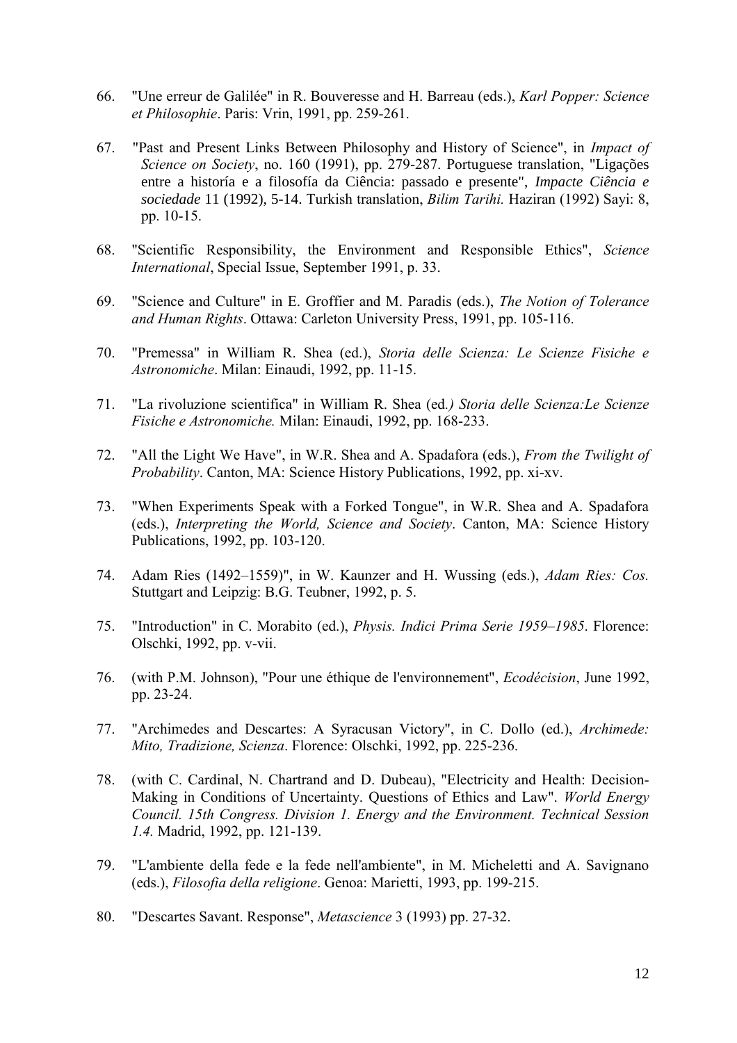66. "Une erreur de Galilée" in R. Bouveresse and H. Barreau (eds.), *Karl Popper: Science et Philosophie*. Paris: Vrin, 1991, pp. 259-261.

67. "Past and Present Links Between Philosophy and History of Science", in *Impact of Science on Society*, no. 160 (1991), pp. 279-287. Portuguese translation, "Ligações entre a historía e a filosofía da Ciência: passado e presente", *Impacte Ciência e sociedade* 11 (1992), 5-14. Turkish translation, *Bilim Tarihi.* Haziran (1992) Sayi: 8, pp. 10-15.

68. "Scientific Responsibility, the Environment and Responsible Ethics", *Science International*, Special Issue, September 1991, p. 33.

69. "Science and Culture" in E. Groffier and M. Paradis (eds.), *The Notion of Tolerance and Human Rights*. Ottawa: Carleton University Press, 1991, pp. 105-116.

70. "Premessa" in William R. Shea (ed.), *Storia delle Scienza: Le Scienze Fisiche e Astronomiche*. Milan: Einaudi, 1992, pp. 11-15.

71. "La rivoluzione scientifica" in William R. Shea (ed.) *Storia delle Scienza:Le Scienze Fisiche e Astronomiche.* Milan: Einaudi, 1992, pp. 168-233.

72. "All the Light We Have", in W.R. Shea and A. Spadafora (eds.), *From the Twilight of Probability*. Canton, MA: Science History Publications, 1992, pp. xi-xv.

73. "When Experiments Speak with a Forked Tongue", in W.R. Shea and A. Spadafora (eds.), *Interpreting the World, Science and Society*. Canton, MA: Science History Publications, 1992, pp. 103-120.

74. Adam Ries (1492–1559)", in W. Kaunzer and H. Wussing (eds.), *Adam Ries: Cos.* Stuttgart and Leipzig: B.G. Teubner, 1992, p. 5.

75. "Introduction" in C. Morabito (ed.), *Physis. Indici Prima Serie 1959–1985*. Florence: Olschki, 1992, pp. v-vii.

76. (with P.M. Johnson), "Pour une éthique de l'environnement", *Ecodécision*, June 1992, pp. 23-24.

77. "Archimedes and Descartes: A Syracusan Victory", in C. Dollo (ed.), *Archimede: Mito, Tradizione, Scienza*. Florence: Olschki, 1992, pp. 225-236.

78. (with C. Cardinal, N. Chartrand and D. Dubeau), "Electricity and Health: Decision-Making in Conditions of Uncertainty. Questions of Ethics and Law". *World Energy Council. 15th Congress. Division 1. Energy and the Environment. Technical Session 1.4.* Madrid, 1992, pp. 121-139.

79. "L'ambiente della fede e la fede nell'ambiente", in M. Micheletti and A. Savignano (eds.), *Filosofia della religione*. Genoa: Marietti, 1993, pp. 199-215.

80. "Descartes Savant. Response", *Metascience* 3 (1993) pp. 27-32.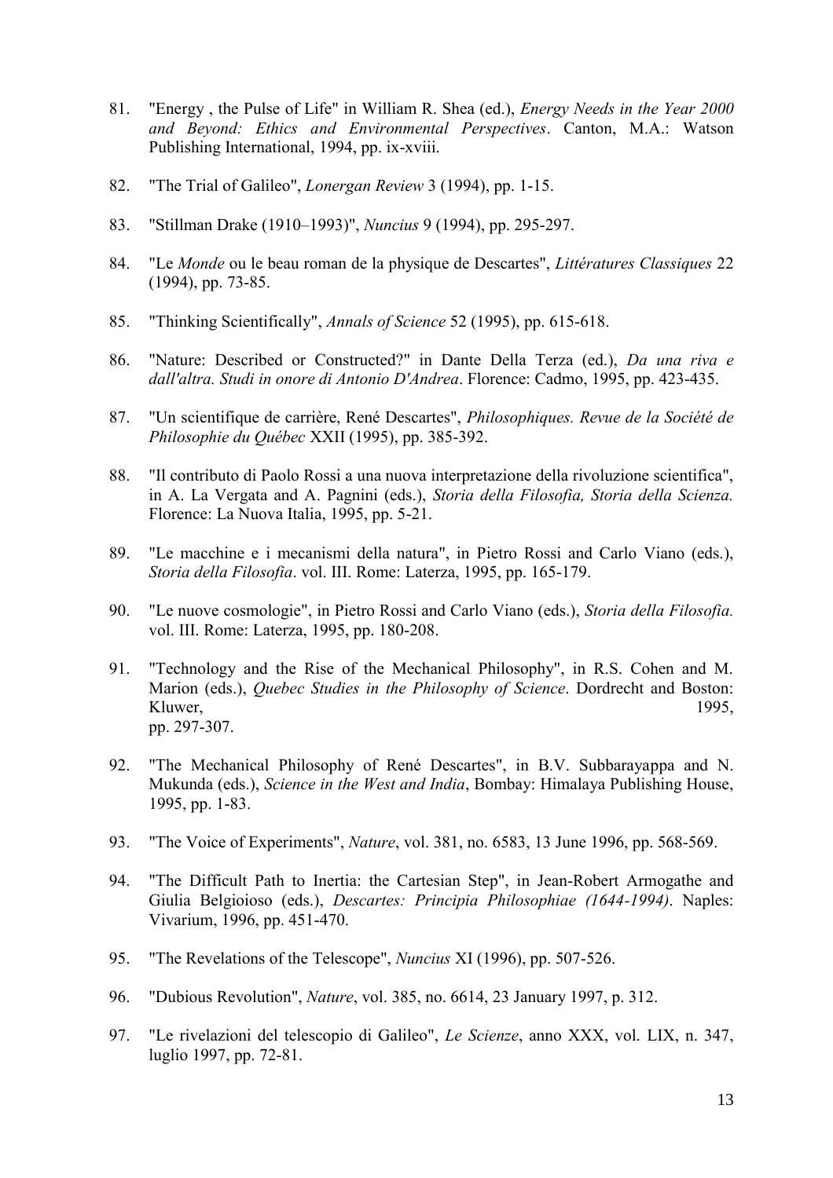81. "Energy , the Pulse of Life" in William R. Shea (ed.), *Energy Needs in the Year 2000 and Beyond: Ethics and Environmental Perspectives*. Canton, M.A.: Watson Publishing International, 1994, pp. ix-xviii.

82. "The Trial of Galileo", *Lonergan Review* 3 (1994), pp. 1-15.

83. "Stillman Drake (1910–1993)", *Nuncius* 9 (1994), pp. 295-297.

84. "Le *Monde* ou le beau roman de la physique de Descartes", *Littératures Classiques* 22 (1994), pp. 73-85.

85. "Thinking Scientifically", *Annals of Science* 52 (1995), pp. 615-618.

86. "Nature: Described or Constructed?" in Dante Della Terza (ed.), *Da una riva e dall'altra. Studi in onore di Antonio D'Andrea*. Florence: Cadmo, 1995, pp. 423-435.

87. "Un scientifique de carrière, René Descartes", *Philosophiques. Revue de la Société de Philosophie du Québec* XXII (1995), pp. 385-392.

88. "Il contributo di Paolo Rossi a una nuova interpretazione della rivoluzione scientifica", in A. La Vergata and A. Pagnini (eds.), *Storia della Filosofia, Storia della Scienza.* Florence: La Nuova Italia, 1995, pp. 5-21.

89. "Le macchine e i mecanismi della natura", in Pietro Rossi and Carlo Viano (eds.), *Storia della Filosofia*. vol. III. Rome: Laterza, 1995, pp. 165-179.

90. "Le nuove cosmologie", in Pietro Rossi and Carlo Viano (eds.), *Storia della Filosofia.* vol. III. Rome: Laterza, 1995, pp. 180-208.

91. "Technology and the Rise of the Mechanical Philosophy", in R.S. Cohen and M. Marion (eds.), *Quebec Studies in the Philosophy of Science*. Dordrecht and Boston: Kluwer, 1995, pp. 297-307.

92. "The Mechanical Philosophy of René Descartes", in B.V. Subbarayappa and N. Mukunda (eds.), *Science in the West and India*, Bombay: Himalaya Publishing House, 1995, pp. 1-83.

93. "The Voice of Experiments", *Nature*, vol. 381, no. 6583, 13 June 1996, pp. 568-569.

94. "The Difficult Path to Inertia: the Cartesian Step", in Jean-Robert Armogathe and Giulia Belgioioso (eds.), *Descartes: Principia Philosophiae (1644-1994)*. Naples: Vivarium, 1996, pp. 451-470.

95. "The Revelations of the Telescope", *Nuncius* XI (1996), pp. 507-526.

96. "Dubious Revolution", *Nature*, vol. 385, no. 6614, 23 January 1997, p. 312.

97. "Le rivelazioni del telescopio di Galileo", *Le Scienze*, anno XXX, vol. LIX, n. 347, luglio 1997, pp. 72-81.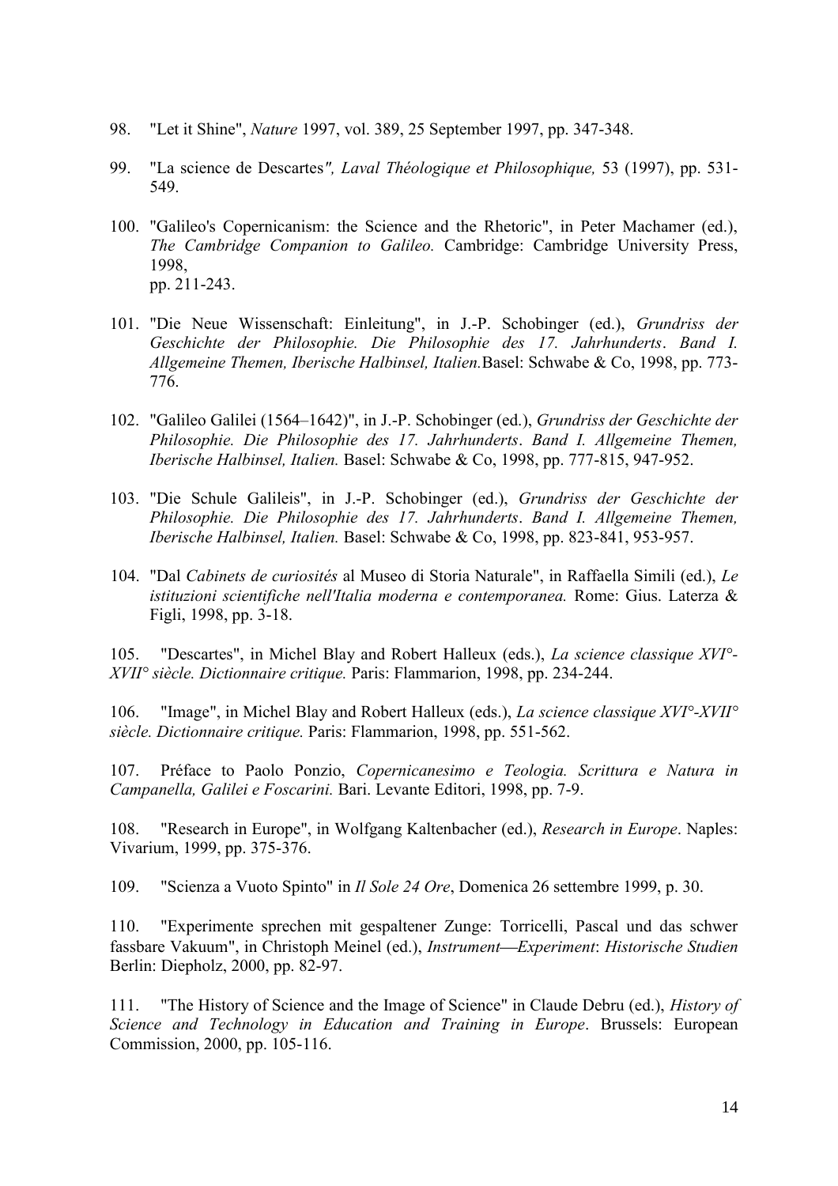98. "Let it Shine", *Nature* 1997, vol. 389, 25 September 1997, pp. 347-348.

99. "La science de Descartes*", Laval Théologique et Philosophique,* 53 (1997), pp. 531-549.

100. "Galileo's Copernicanism: the Science and the Rhetoric", in Peter Machamer (ed.), *The Cambridge Companion to Galileo.* Cambridge: Cambridge University Press, 1998, pp. 211-243.

101. "Die Neue Wissenschaft: Einleitung", in J.-P. Schobinger (ed.), *Grundriss der Geschichte der Philosophie. Die Philosophie des 17. Jahrhunderts*. *Band I. Allgemeine Themen, Iberische Halbinsel, Italien.*Basel: Schwabe & Co, 1998, pp. 773-776.

102. "Galileo Galilei (1564–1642)", in J.-P. Schobinger (ed.), *Grundriss der Geschichte der Philosophie. Die Philosophie des 17. Jahrhunderts*. *Band I. Allgemeine Themen, Iberische Halbinsel, Italien.* Basel: Schwabe & Co, 1998, pp. 777-815, 947-952.

103. "Die Schule Galileis", in J.-P. Schobinger (ed.), *Grundriss der Geschichte der Philosophie. Die Philosophie des 17. Jahrhunderts*. *Band I. Allgemeine Themen, Iberische Halbinsel, Italien.* Basel: Schwabe & Co, 1998, pp. 823-841, 953-957.

104. "Dal *Cabinets de curiosités* al Museo di Storia Naturale", in Raffaella Simili (ed.), *Le istituzioni scientifiche nell'Italia moderna e contemporanea.* Rome: Gius. Laterza & Figli, 1998, pp. 3-18.

105. "Descartes", in Michel Blay and Robert Halleux (eds.), *La science classique XVI°-XVII° siècle. Dictionnaire critique.* Paris: Flammarion, 1998, pp. 234-244.

106. "Image", in Michel Blay and Robert Halleux (eds.), *La science classique XVI°-XVII° siècle. Dictionnaire critique.* Paris: Flammarion, 1998, pp. 551-562.

107. Préface to Paolo Ponzio, *Copernicanesimo e Teologia. Scrittura e Natura in Campanella, Galilei e Foscarini.* Bari. Levante Editori, 1998, pp. 7-9.

108. "Research in Europe", in Wolfgang Kaltenbacher (ed.), *Research in Europe*. Naples: Vivarium, 1999, pp. 375-376.

109. "Scienza a Vuoto Spinto" in *Il Sole 24 Ore*, Domenica 26 settembre 1999, p. 30.

110. "Experimente sprechen mit gespaltener Zunge: Torricelli, Pascal und das schwer fassbare Vakuum", in Christoph Meinel (ed.), *Instrument—Experiment*: *Historische Studien* Berlin: Diepholz, 2000, pp. 82-97.

111. "The History of Science and the Image of Science" in Claude Debru (ed.), *History of Science and Technology in Education and Training in Europe*. Brussels: European Commission, 2000, pp. 105-116.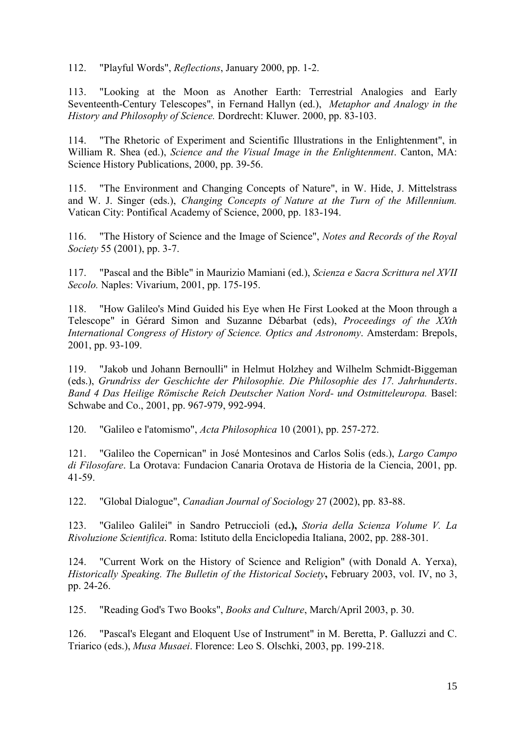112. "Playful Words", *Reflections*, January 2000, pp. 1-2.

113. "Looking at the Moon as Another Earth: Terrestrial Analogies and Early Seventeenth-Century Telescopes", in Fernand Hallyn (ed.), *Metaphor and Analogy in the History and Philosophy of Science.* Dordrecht: Kluwer. 2000, pp. 83-103.

114. "The Rhetoric of Experiment and Scientific Illustrations in the Enlightenment", in William R. Shea (ed.), *Science and the Visual Image in the Enlightenment*. Canton, MA: Science History Publications, 2000, pp. 39-56.

115. "The Environment and Changing Concepts of Nature", in W. Hide, J. Mittelstrass and W. J. Singer (eds.), *Changing Concepts of Nature at the Turn of the Millennium.* Vatican City: Pontifical Academy of Science, 2000, pp. 183-194.

116. "The History of Science and the Image of Science", *Notes and Records of the Royal Society* 55 (2001), pp. 3-7.

117. "Pascal and the Bible" in Maurizio Mamiani (ed.), *Scienza e Sacra Scrittura nel XVII Secolo.* Naples: Vivarium, 2001, pp. 175-195.

118. "How Galileo's Mind Guided his Eye when He First Looked at the Moon through a Telescope" in Gérard Simon and Suzanne Débarbat (eds), *Proceedings of the XXth International Congress of History of Science. Optics and Astronomy*. Amsterdam: Brepols, 2001, pp. 93-109.

119. "Jakob und Johann Bernoulli" in Helmut Holzhey and Wilhelm Schmidt-Biggeman (eds.), *Grundriss der Geschichte der Philosophie. Die Philosophie des 17. Jahrhunderts*. *Band 4 Das Heilige Römische Reich Deutscher Nation Nord- und Ostmitteleuropa.* Basel: Schwabe and Co., 2001, pp. 967-979, 992-994.

120. "Galileo e l'atomismo", *Acta Philosophica* 10 (2001), pp. 257-272.

121. "Galileo the Copernican" in José Montesinos and Carlos Solis (eds.), *Largo Campo di Filosofare*. La Orotava: Fundacion Canaria Orotava de Historia de la Ciencia, 2001, pp. 41-59.

122. "Global Dialogue", *Canadian Journal of Sociology* 27 (2002), pp. 83-88.

123. "Galileo Galilei" in Sandro Petruccioli (ed**.),** *Storia della Scienza Volume V. La Rivoluzione Scientifica*. Roma: Istituto della Enciclopedia Italiana, 2002, pp. 288-301.

124. "Current Work on the History of Science and Religion" (with Donald A. Yerxa), *Historically Speaking. The Bulletin of the Historical Society***,** February 2003, vol. IV, no 3, pp. 24-26.

125. "Reading God's Two Books", *Books and Culture*, March/April 2003, p. 30.

126. "Pascal's Elegant and Eloquent Use of Instrument" in M. Beretta, P. Galluzzi and C. Triarico (eds.), *Musa Musaei*. Florence: Leo S. Olschki, 2003, pp. 199-218.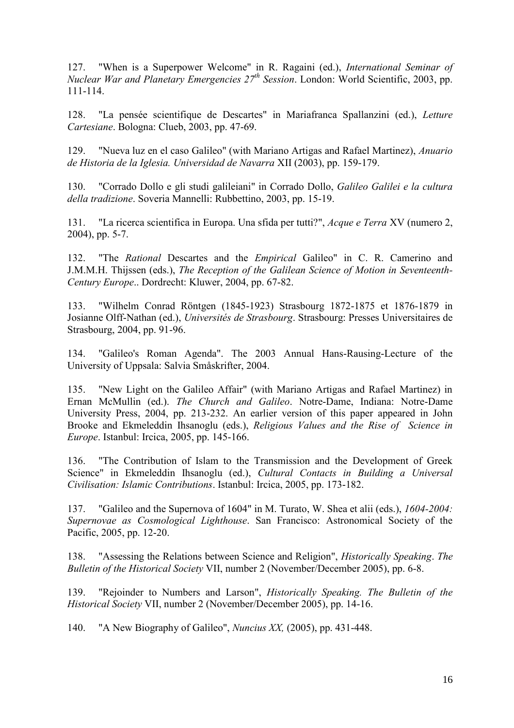127. "When is a Superpower Welcome" in R. Ragaini (ed.), *International Seminar of Nuclear War and Planetary Emergencies 27$^{th}$ Session*. London: World Scientific, 2003, pp. 111-114.

128. "La pensée scientifique de Descartes" in Mariafranca Spallanzini (ed.), *Letture Cartesiane*. Bologna: Clueb, 2003, pp. 47-69.

129. "Nueva luz en el caso Galileo" (with Mariano Artigas and Rafael Martinez), *Anuario de Historia de la Iglesia. Universidad de Navarra* XII (2003), pp. 159-179.

130. "Corrado Dollo e gli studi galileiani" in Corrado Dollo, *Galileo Galilei e la cultura della tradizione*. Soveria Mannelli: Rubbettino, 2003, pp. 15-19.

131. "La ricerca scientifica in Europa. Una sfida per tutti?", *Acque e Terra* XV (numero 2, 2004), pp. 5-7.

132. "The *Rational* Descartes and the *Empirical* Galileo" in C. R. Camerino and J.M.M.H. Thijssen (eds.), *The Reception of the Galilean Science of Motion in Seventeenth-Century Europe*.. Dordrecht: Kluwer, 2004, pp. 67-82.

133. "Wilhelm Conrad Röntgen (1845-1923) Strasbourg 1872-1875 et 1876-1879 in Josianne Olff-Nathan (ed.), *Universités de Strasbourg*. Strasbourg: Presses Universitaires de Strasbourg, 2004, pp. 91-96.

134. "Galileo's Roman Agenda". The 2003 Annual Hans-Rausing-Lecture of the University of Uppsala: Salvia Småskrifter, 2004.

135. "New Light on the Galileo Affair" (with Mariano Artigas and Rafael Martinez) in Ernan McMullin (ed.). *The Church and Galileo*. Notre-Dame, Indiana: Notre-Dame University Press, 2004, pp. 213-232. An earlier version of this paper appeared in John Brooke and Ekmeleddin Ihsanoglu (eds.), *Religious Values and the Rise of Science in Europe*. Istanbul: Ircica, 2005, pp. 145-166.

136. "The Contribution of Islam to the Transmission and the Development of Greek Science" in Ekmeleddin Ihsanoglu (ed.), *Cultural Contacts in Building a Universal Civilisation: Islamic Contributions*. Istanbul: Ircica, 2005, pp. 173-182.

137. "Galileo and the Supernova of 1604" in M. Turato, W. Shea et alii (eds.), *1604-2004: Supernovae as Cosmological Lighthouse*. San Francisco: Astronomical Society of the Pacific, 2005, pp. 12-20.

138. "Assessing the Relations between Science and Religion", *Historically Speaking*. *The Bulletin of the Historical Society* VII, number 2 (November/December 2005), pp. 6-8.

139. "Rejoinder to Numbers and Larson", *Historically Speaking. The Bulletin of the Historical Society* VII, number 2 (November/December 2005), pp. 14-16.

140. "A New Biography of Galileo", *Nuncius XX,* (2005), pp. 431-448.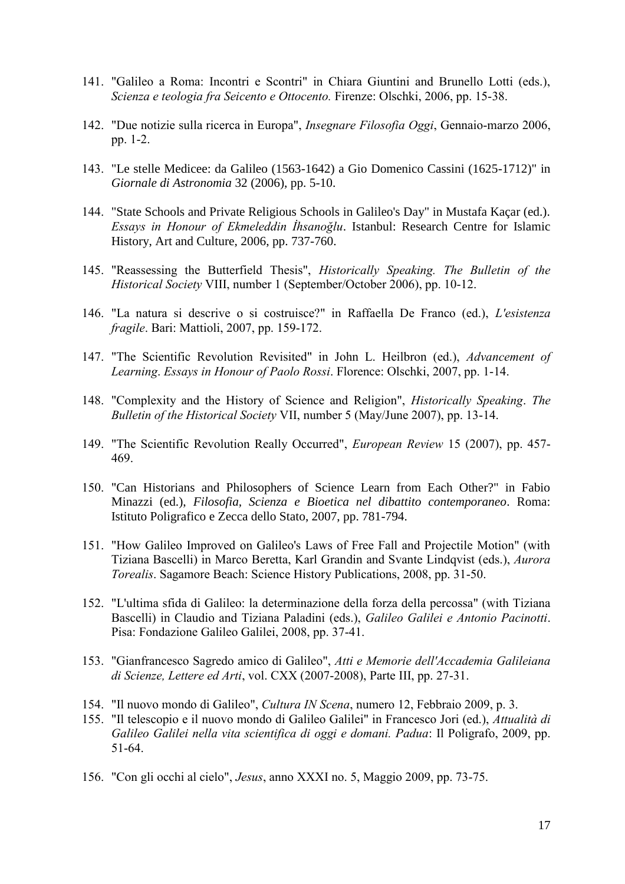141. "Galileo a Roma: Incontri e Scontri" in Chiara Giuntini and Brunello Lotti (eds.), *Scienza e teologia fra Seicento e Ottocento.* Firenze: Olschki, 2006, pp. 15-38.

142. "Due notizie sulla ricerca in Europa", *Insegnare Filosofia Oggi*, Gennaio-marzo 2006, pp. 1-2.

143. "Le stelle Medicee: da Galileo (1563-1642) a Gio Domenico Cassini (1625-1712)" in *Giornale di Astronomia* 32 (2006), pp. 5-10.

144. "State Schools and Private Religious Schools in Galileo's Day" in Mustafa Kaçar (ed.). *Essays in Honour of Ekmeleddin İhsanoğlu*. Istanbul: Research Centre for Islamic History, Art and Culture, 2006, pp. 737-760.

145. "Reassessing the Butterfield Thesis", *Historically Speaking. The Bulletin of the Historical Society* VIII, number 1 (September/October 2006), pp. 10-12.

146. "La natura si descrive o si costruisce?" in Raffaella De Franco (ed.), *L'esistenza fragile*. Bari: Mattioli, 2007, pp. 159-172.

147. "The Scientific Revolution Revisited" in John L. Heilbron (ed.), *Advancement of Learning. Essays in Honour of Paolo Rossi*. Florence: Olschki, 2007, pp. 1-14.

148. "Complexity and the History of Science and Religion", *Historically Speaking. The Bulletin of the Historical Society* VII, number 5 (May/June 2007), pp. 13-14.

149. "The Scientific Revolution Really Occurred", *European Review* 15 (2007), pp. 457-469.

150. "Can Historians and Philosophers of Science Learn from Each Other?" in Fabio Minazzi (ed.), *Filosofia, Scienza e Bioetica nel dibattito contemporaneo*. Roma: Istituto Poligrafico e Zecca dello Stato, 2007, pp. 781-794.

151. "How Galileo Improved on Galileo's Laws of Free Fall and Projectile Motion" (with Tiziana Bascelli) in Marco Beretta, Karl Grandin and Svante Lindqvist (eds.), *Aurora Torealis*. Sagamore Beach: Science History Publications, 2008, pp. 31-50.

152. "L'ultima sfida di Galileo: la determinazione della forza della percossa" (with Tiziana Bascelli) in Claudio and Tiziana Paladini (eds.), *Galileo Galilei e Antonio Pacinotti*. Pisa: Fondazione Galileo Galilei, 2008, pp. 37-41.

153. "Gianfrancesco Sagredo amico di Galileo", *Atti e Memorie dell'Accademia Galileiana di Scienze, Lettere ed Arti*, vol. CXX (2007-2008), Parte III, pp. 27-31.

154. "Il nuovo mondo di Galileo", *Cultura IN Scena*, numero 12, Febbraio 2009, p. 3.

155. "Il telescopio e il nuovo mondo di Galileo Galilei" in Francesco Jori (ed.), *Attualità di Galileo Galilei nella vita scientifica di oggi e domani. Padua*: Il Poligrafo, 2009, pp. 51-64.

156. "Con gli occhi al cielo", *Jesus*, anno XXXI no. 5, Maggio 2009, pp. 73-75.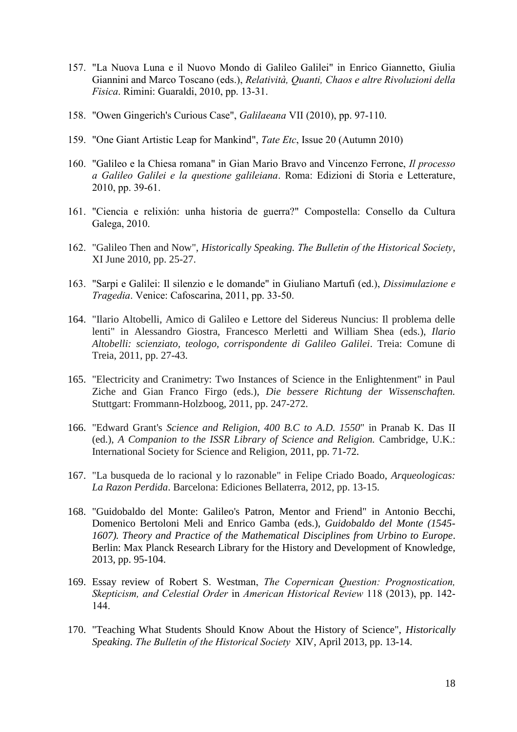157. "La Nuova Luna e il Nuovo Mondo di Galileo Galilei" in Enrico Giannetto, Giulia Giannini and Marco Toscano (eds.), *Relatività, Quanti, Chaos e altre Rivoluzioni della Fisica*. Rimini: Guaraldi, 2010, pp. 13-31.

158. "Owen Gingerich's Curious Case", *Galilaeana* VII (2010), pp. 97-110.

159. "One Giant Artistic Leap for Mankind", *Tate Etc*, Issue 20 (Autumn 2010)

160. "Galileo e la Chiesa romana" in Gian Mario Bravo and Vincenzo Ferrone, *Il processo a Galileo Galilei e la questione galileiana*. Roma: Edizioni di Storia e Letterature, 2010, pp. 39-61.

161. "Ciencia e relixión: unha historia de guerra?" Compostella: Consello da Cultura Galega, 2010.

162. "Galileo Then and Now", *Historically Speaking. The Bulletin of the Historical Society*, XI June 2010, pp. 25-27.

163. "Sarpi e Galilei: Il silenzio e le domande" in Giuliano Martufi (ed.), *Dissimulazione e Tragedia*. Venice: Cafoscarina, 2011, pp. 33-50.

164. "Ilario Altobelli, Amico di Galileo e Lettore del Sidereus Nuncius: Il problema delle lenti" in Alessandro Giostra, Francesco Merletti and William Shea (eds.), *Ilario Altobelli: scienziato, teologo, corrispondente di Galileo Galilei*. Treia: Comune di Treia, 2011, pp. 27-43.

165. "Electricity and Cranimetry: Two Instances of Science in the Enlightenment" in Paul Ziche and Gian Franco Firgo (eds.), *Die bessere Richtung der Wissenschaften.* Stuttgart: Frommann-Holzboog, 2011, pp. 247-272.

166. "Edward Grant's *Science and Religion, 400 B.C to A.D. 1550*" in Pranab K. Das II (ed.), *A Companion to the ISSR Library of Science and Religion.* Cambridge, U.K.: International Society for Science and Religion, 2011, pp. 71-72.

167. "La busqueda de lo racional y lo razonable" in Felipe Criado Boado, *Arqueologicas: La Razon Perdida*. Barcelona: Ediciones Bellaterra, 2012, pp. 13-15.

168. "Guidobaldo del Monte: Galileo's Patron, Mentor and Friend" in Antonio Becchi, Domenico Bertoloni Meli and Enrico Gamba (eds.), *Guidobaldo del Monte (1545-1607). Theory and Practice of the Mathematical Disciplines from Urbino to Europe*. Berlin: Max Planck Research Library for the History and Development of Knowledge, 2013, pp. 95-104.

169. Essay review of Robert S. Westman, *The Copernican Question: Prognostication, Skepticism, and Celestial Order* in *American Historical Review* 118 (2013), pp. 142-144.

170. "Teaching What Students Should Know About the History of Science", *Historically Speaking. The Bulletin of the Historical Society* XIV, April 2013, pp. 13-14.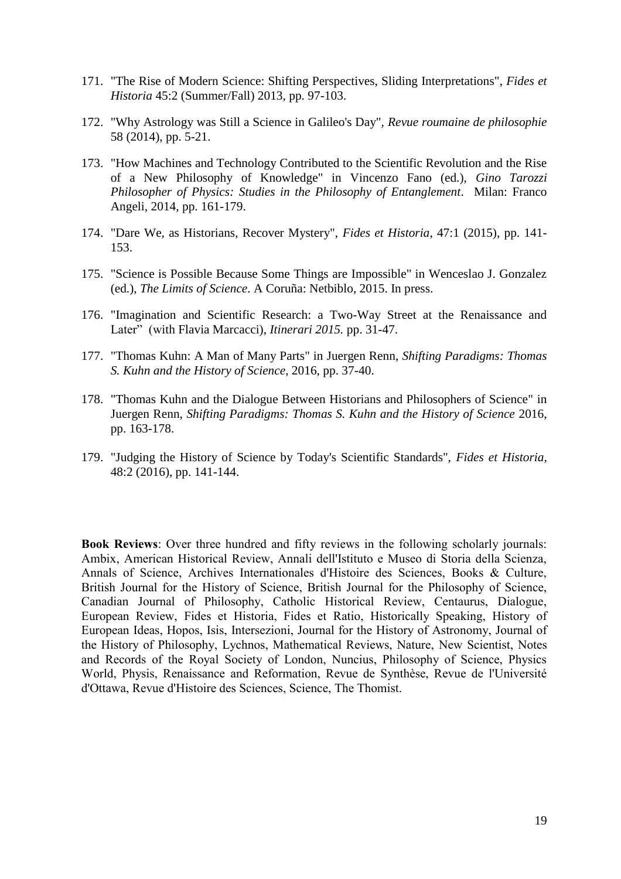171. "The Rise of Modern Science: Shifting Perspectives, Sliding Interpretations", *Fides et Historia* 45:2 (Summer/Fall) 2013, pp. 97-103.

172. "Why Astrology was Still a Science in Galileo's Day", *Revue roumaine de philosophie* 58 (2014), pp. 5-21.

173. "How Machines and Technology Contributed to the Scientific Revolution and the Rise of a New Philosophy of Knowledge" in Vincenzo Fano (ed.), *Gino Tarozzi Philosopher of Physics: Studies in the Philosophy of Entanglement*. Milan: Franco Angeli, 2014, pp. 161-179.

174. "Dare We, as Historians, Recover Mystery", *Fides et Historia*, 47:1 (2015), pp. 141-153.

175. "Science is Possible Because Some Things are Impossible" in Wenceslao J. Gonzalez (ed.), *The Limits of Science*. A Coruña: Netbiblo, 2015. In press.

176. "Imagination and Scientific Research: a Two-Way Street at the Renaissance and Later" (with Flavia Marcacci), *Itinerari 2015.* pp. 31-47.

177. "Thomas Kuhn: A Man of Many Parts" in Juergen Renn, *Shifting Paradigms: Thomas S. Kuhn and the History of Science*, 2016, pp. 37-40.

178. "Thomas Kuhn and the Dialogue Between Historians and Philosophers of Science" in Juergen Renn, *Shifting Paradigms: Thomas S. Kuhn and the History of Science* 2016, pp. 163-178.

179. "Judging the History of Science by Today's Scientific Standards", *Fides et Historia*, 48:2 (2016), pp. 141-144.

**Book Reviews**: Over three hundred and fifty reviews in the following scholarly journals: Ambix, American Historical Review, Annali dell'Istituto e Museo di Storia della Scienza, Annals of Science, Archives Internationales d'Histoire des Sciences, Books & Culture, British Journal for the History of Science, British Journal for the Philosophy of Science, Canadian Journal of Philosophy, Catholic Historical Review, Centaurus, Dialogue, European Review, Fides et Historia, Fides et Ratio, Historically Speaking, History of European Ideas, Hopos, Isis, Intersezioni, Journal for the History of Astronomy, Journal of the History of Philosophy, Lychnos, Mathematical Reviews, Nature, New Scientist, Notes and Records of the Royal Society of London, Nuncius, Philosophy of Science, Physics World, Physis, Renaissance and Reformation, Revue de Synthèse, Revue de l'Université d'Ottawa, Revue d'Histoire des Sciences, Science, The Thomist.